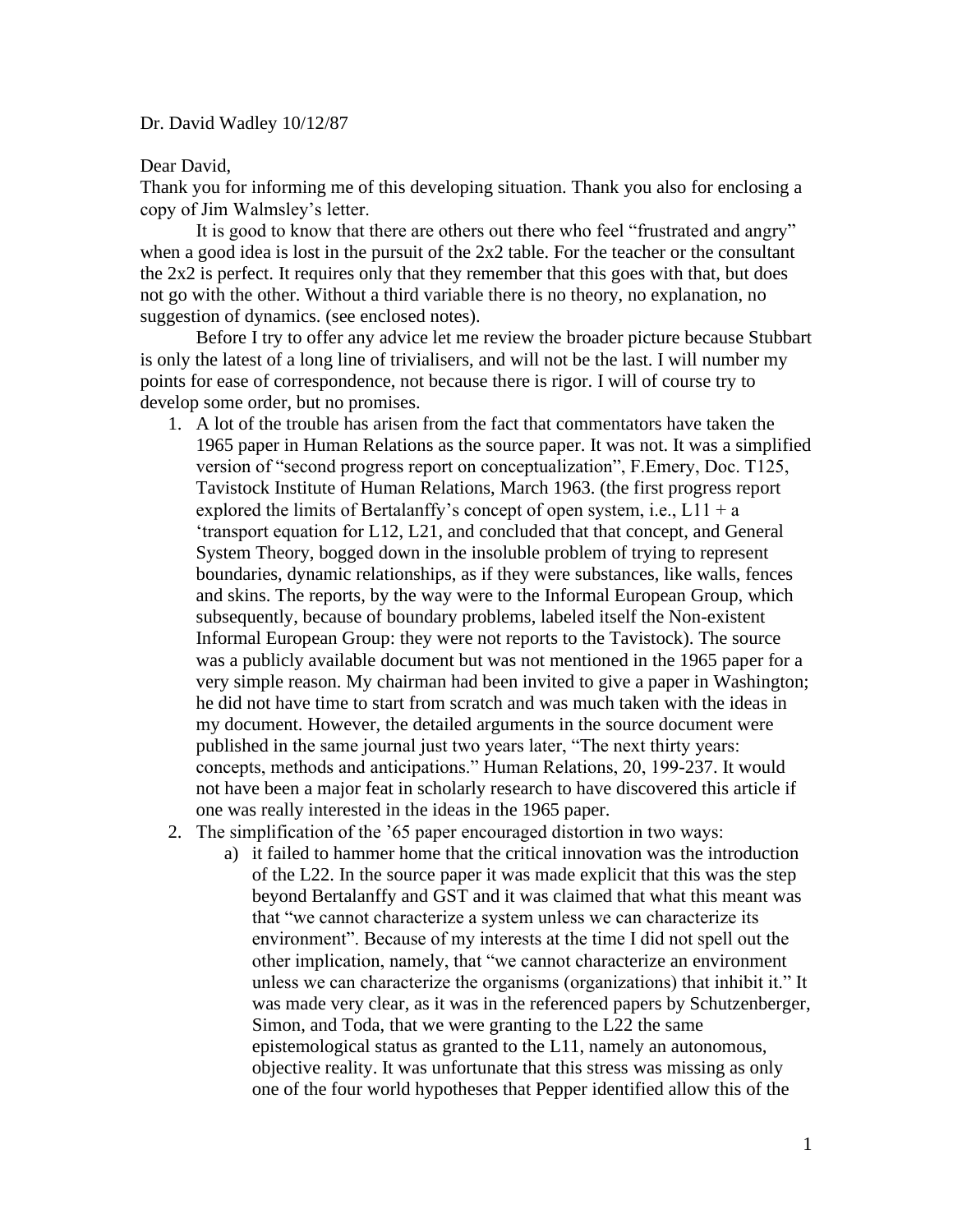Dr. David Wadley 10/12/87

Dear David,

Thank you for informing me of this developing situation. Thank you also for enclosing a copy of Jim Walmsley's letter.

It is good to know that there are others out there who feel "frustrated and angry" when a good idea is lost in the pursuit of the 2x2 table. For the teacher or the consultant the 2x2 is perfect. It requires only that they remember that this goes with that, but does not go with the other. Without a third variable there is no theory, no explanation, no suggestion of dynamics. (see enclosed notes).

Before I try to offer any advice let me review the broader picture because Stubbart is only the latest of a long line of trivialisers, and will not be the last. I will number my points for ease of correspondence, not because there is rigor. I will of course try to develop some order, but no promises.

1. A lot of the trouble has arisen from the fact that commentators have taken the 1965 paper in Human Relations as the source paper. It was not. It was a simplified version of "second progress report on conceptualization", F.Emery, Doc. T125, Tavistock Institute of Human Relations, March 1963. (the first progress report explored the limits of Bertalanffy's concept of open system, i.e., L11 + a 'transport equation for L12, L21, and concluded that that concept, and General System Theory, bogged down in the insoluble problem of trying to represent boundaries, dynamic relationships, as if they were substances, like walls, fences and skins. The reports, by the way were to the Informal European Group, which subsequently, because of boundary problems, labeled itself the Non-existent Informal European Group: they were not reports to the Tavistock). The source was a publicly available document but was not mentioned in the 1965 paper for a very simple reason. My chairman had been invited to give a paper in Washington; he did not have time to start from scratch and was much taken with the ideas in my document. However, the detailed arguments in the source document were published in the same journal just two years later, "The next thirty years: concepts, methods and anticipations." Human Relations, 20, 199-237. It would not have been a major feat in scholarly research to have discovered this article if one was really interested in the ideas in the 1965 paper.
2. The simplification of the '65 paper encouraged distortion in two ways:
   a) it failed to hammer home that the critical innovation was the introduction of the L22. In the source paper it was made explicit that this was the step beyond Bertalanffy and GST and it was claimed that what this meant was that "we cannot characterize a system unless we can characterize its environment". Because of my interests at the time I did not spell out the other implication, namely, that "we cannot characterize an environment unless we can characterize the organisms (organizations) that inhibit it." It was made very clear, as it was in the referenced papers by Schutzenberger, Simon, and Toda, that we were granting to the L22 the same epistemological status as granted to the L11, namely an autonomous, objective reality. It was unfortunate that this stress was missing as only one of the four world hypotheses that Pepper identified allow this of the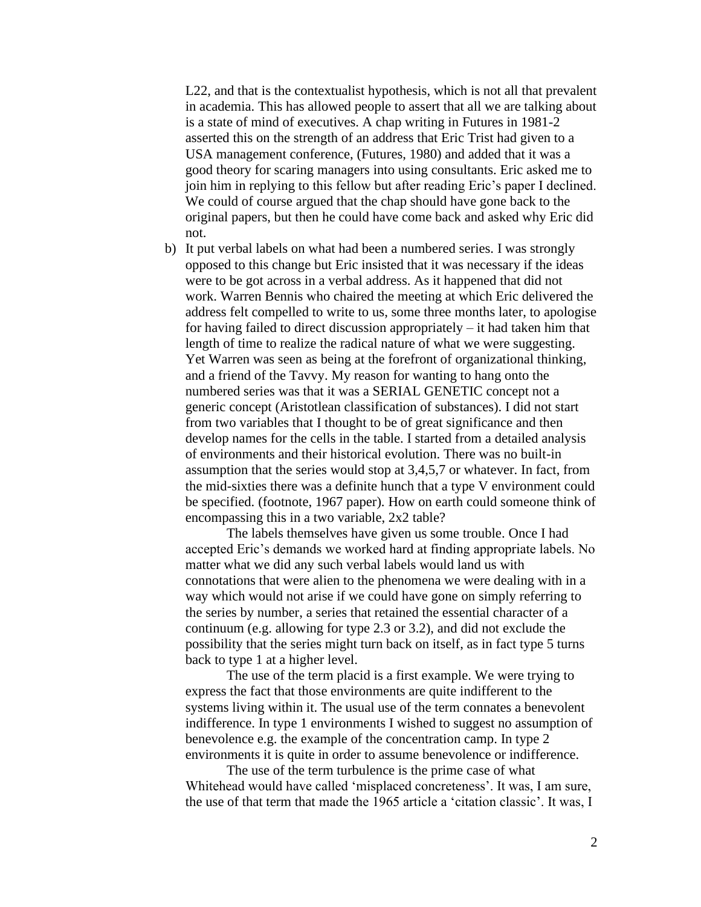L22, and that is the contextualist hypothesis, which is not all that prevalent in academia. This has allowed people to assert that all we are talking about is a state of mind of executives. A chap writing in Futures in 1981-2 asserted this on the strength of an address that Eric Trist had given to a USA management conference, (Futures, 1980) and added that it was a good theory for scaring managers into using consultants. Eric asked me to join him in replying to this fellow but after reading Eric's paper I declined. We could of course argued that the chap should have gone back to the original papers, but then he could have come back and asked why Eric did not.

b) It put verbal labels on what had been a numbered series. I was strongly opposed to this change but Eric insisted that it was necessary if the ideas were to be got across in a verbal address. As it happened that did not work. Warren Bennis who chaired the meeting at which Eric delivered the address felt compelled to write to us, some three months later, to apologise for having failed to direct discussion appropriately – it had taken him that length of time to realize the radical nature of what we were suggesting. Yet Warren was seen as being at the forefront of organizational thinking, and a friend of the Tavvy. My reason for wanting to hang onto the numbered series was that it was a SERIAL GENETIC concept not a generic concept (Aristotlean classification of substances). I did not start from two variables that I thought to be of great significance and then develop names for the cells in the table. I started from a detailed analysis of environments and their historical evolution. There was no built-in assumption that the series would stop at 3,4,5,7 or whatever. In fact, from the mid-sixties there was a definite hunch that a type V environment could be specified. (footnote, 1967 paper). How on earth could someone think of encompassing this in a two variable, 2x2 table?

   The labels themselves have given us some trouble. Once I had accepted Eric's demands we worked hard at finding appropriate labels. No matter what we did any such verbal labels would land us with connotations that were alien to the phenomena we were dealing with in a way which would not arise if we could have gone on simply referring to the series by number, a series that retained the essential character of a continuum (e.g. allowing for type 2.3 or 3.2), and did not exclude the possibility that the series might turn back on itself, as in fact type 5 turns back to type 1 at a higher level.

   The use of the term placid is a first example. We were trying to express the fact that those environments are quite indifferent to the systems living within it. The usual use of the term connates a benevolent indifference. In type 1 environments I wished to suggest no assumption of benevolence e.g. the example of the concentration camp. In type 2 environments it is quite in order to assume benevolence or indifference.

   The use of the term turbulence is the prime case of what Whitehead would have called 'misplaced concreteness'. It was, I am sure, the use of that term that made the 1965 article a 'citation classic'. It was, I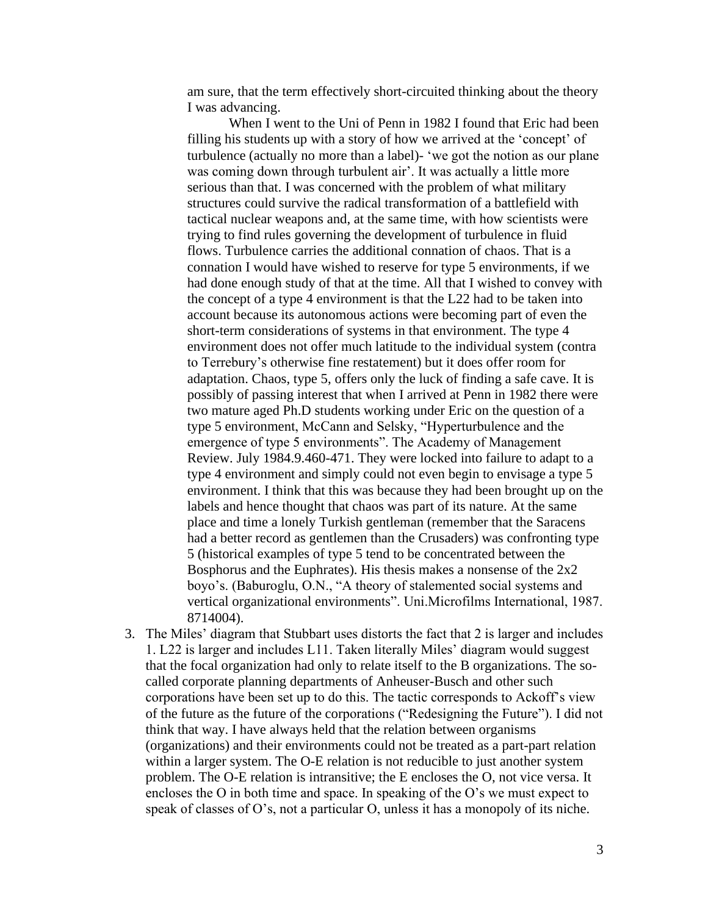am sure, that the term effectively short-circuited thinking about the theory I was advancing.

When I went to the Uni of Penn in 1982 I found that Eric had been filling his students up with a story of how we arrived at the 'concept' of turbulence (actually no more than a label)- 'we got the notion as our plane was coming down through turbulent air'. It was actually a little more serious than that. I was concerned with the problem of what military structures could survive the radical transformation of a battlefield with tactical nuclear weapons and, at the same time, with how scientists were trying to find rules governing the development of turbulence in fluid flows. Turbulence carries the additional connation of chaos. That is a connation I would have wished to reserve for type 5 environments, if we had done enough study of that at the time. All that I wished to convey with the concept of a type 4 environment is that the L22 had to be taken into account because its autonomous actions were becoming part of even the short-term considerations of systems in that environment. The type 4 environment does not offer much latitude to the individual system (contra to Terrebury's otherwise fine restatement) but it does offer room for adaptation. Chaos, type 5, offers only the luck of finding a safe cave. It is possibly of passing interest that when I arrived at Penn in 1982 there were two mature aged Ph.D students working under Eric on the question of a type 5 environment, McCann and Selsky, "Hyperturbulence and the emergence of type 5 environments". The Academy of Management Review. July 1984.9.460-471. They were locked into failure to adapt to a type 4 environment and simply could not even begin to envisage a type 5 environment. I think that this was because they had been brought up on the labels and hence thought that chaos was part of its nature. At the same place and time a lonely Turkish gentleman (remember that the Saracens had a better record as gentlemen than the Crusaders) was confronting type 5 (historical examples of type 5 tend to be concentrated between the Bosphorus and the Euphrates). His thesis makes a nonsense of the 2x2 boyo's. (Baburoglu, O.N., "A theory of stalemented social systems and vertical organizational environments". Uni.Microfilms International, 1987. 8714004).

3. The Miles' diagram that Stubbart uses distorts the fact that 2 is larger and includes 1. L22 is larger and includes L11. Taken literally Miles' diagram would suggest that the focal organization had only to relate itself to the B organizations. The so-called corporate planning departments of Anheuser-Busch and other such corporations have been set up to do this. The tactic corresponds to Ackoff's view of the future as the future of the corporations ("Redesigning the Future"). I did not think that way. I have always held that the relation between organisms (organizations) and their environments could not be treated as a part-part relation within a larger system. The O-E relation is not reducible to just another system problem. The O-E relation is intransitive; the E encloses the O, not vice versa. It encloses the O in both time and space. In speaking of the O's we must expect to speak of classes of O's, not a particular O, unless it has a monopoly of its niche.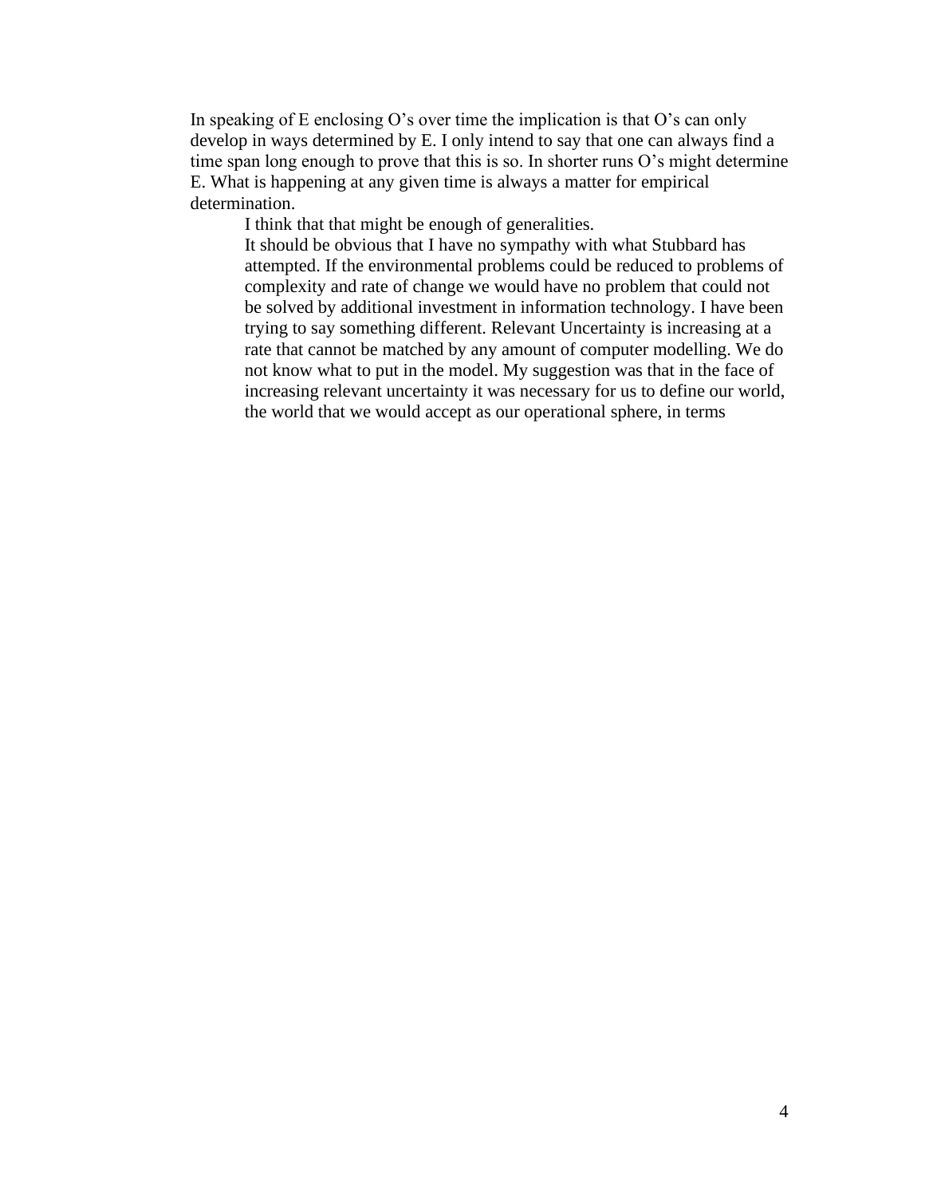In speaking of E enclosing O's over time the implication is that O's can only develop in ways determined by E. I only intend to say that one can always find a time span long enough to prove that this is so. In shorter runs O's might determine E. What is happening at any given time is always a matter for empirical determination.

I think that that might be enough of generalities.

It should be obvious that I have no sympathy with what Stubbard has attempted. If the environmental problems could be reduced to problems of complexity and rate of change we would have no problem that could not be solved by additional investment in information technology. I have been trying to say something different. Relevant Uncertainty is increasing at a rate that cannot be matched by any amount of computer modelling. We do not know what to put in the model. My suggestion was that in the face of increasing relevant uncertainty it was necessary for us to define our world, the world that we would accept as our operational sphere, in terms